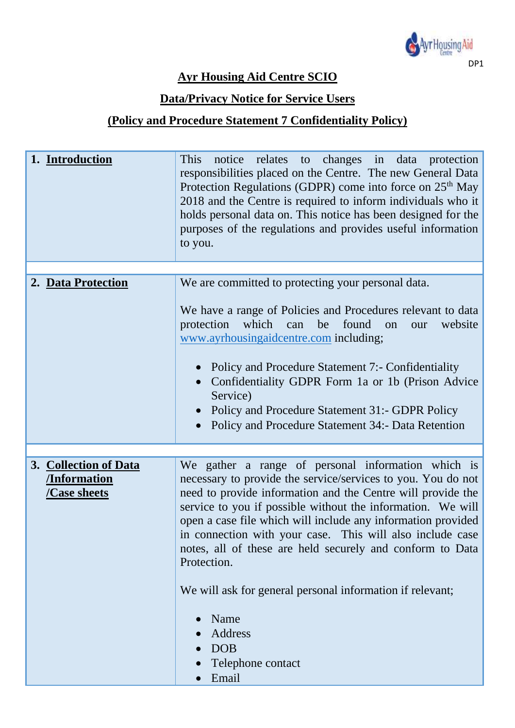DP1

# Ayr Housing Aid Centre SCIO

## Data/Privacy Notice for Service Users

## (Policy and Procedure Statement 7 Confidentiality Policy)

| | |
|---|---|
| 1. **Introduction** | This notice relates to changes in data protection responsibilities placed on the Centre. The new General Data Protection Regulations (GDPR) come into force on 25th May 2018 and the Centre is required to inform individuals who it holds personal data on. This notice has been designed for the purposes of the regulations and provides useful information to you. |
| | |
| 2. **Data Protection** | We are committed to protecting your personal data.<br><br>We have a range of Policies and Procedures relevant to data protection which can be found on our website www.ayrhousingaidcentre.com including;<br><br>• Policy and Procedure Statement 7:- Confidentiality<br>• Confidentiality GDPR Form 1a or 1b (Prison Advice Service)<br>• Policy and Procedure Statement 31:- GDPR Policy<br>• Policy and Procedure Statement 34:- Data Retention |
| | |
| 3. **Collection of Data /Information /Case sheets** | We gather a range of personal information which is necessary to provide the service/services to you. You do not need to provide information and the Centre will provide the service to you if possible without the information. We will open a case file which will include any information provided in connection with your case. This will also include case notes, all of these are held securely and conform to Data Protection.<br><br>We will ask for general personal information if relevant;<br><br>• Name<br>• Address<br>• DOB<br>• Telephone contact<br>• Email |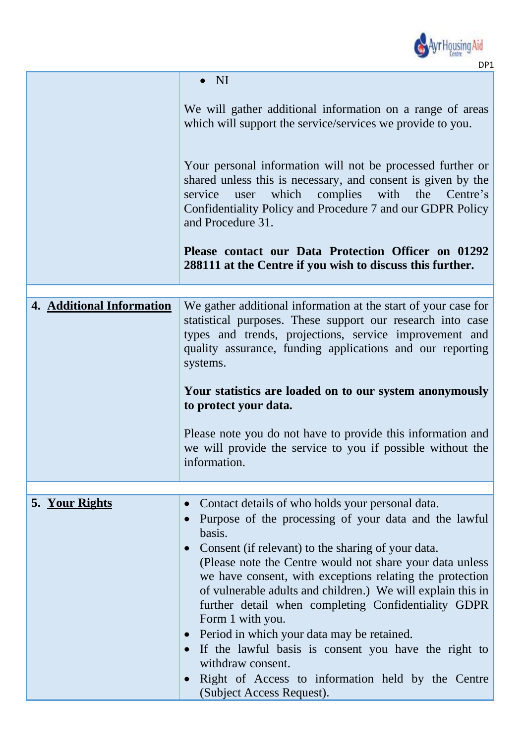| | |
|---|---|
| | • NI<br><br>We will gather additional information on a range of areas which will support the service/services we provide to you.<br><br>Your personal information will not be processed further or shared unless this is necessary, and consent is given by the service user which complies with the Centre's Confidentiality Policy and Procedure 7 and our GDPR Policy and Procedure 31.<br><br>**Please contact our Data Protection Officer on 01292 288111 at the Centre if you wish to discuss this further.** |
| **4. Additional Information** | We gather additional information at the start of your case for statistical purposes. These support our research into case types and trends, projections, service improvement and quality assurance, funding applications and our reporting systems.<br><br>**Your statistics are loaded on to our system anonymously to protect your data.**<br><br>Please note you do not have to provide this information and we will provide the service to you if possible without the information. |
| **5. Your Rights** | • Contact details of who holds your personal data.<br>• Purpose of the processing of your data and the lawful basis.<br>• Consent (if relevant) to the sharing of your data. (Please note the Centre would not share your data unless we have consent, with exceptions relating the protection of vulnerable adults and children.) We will explain this in further detail when completing Confidentiality GDPR Form 1 with you.<br>• Period in which your data may be retained.<br>• If the lawful basis is consent you have the right to withdraw consent.<br>• Right of Access to information held by the Centre (Subject Access Request). |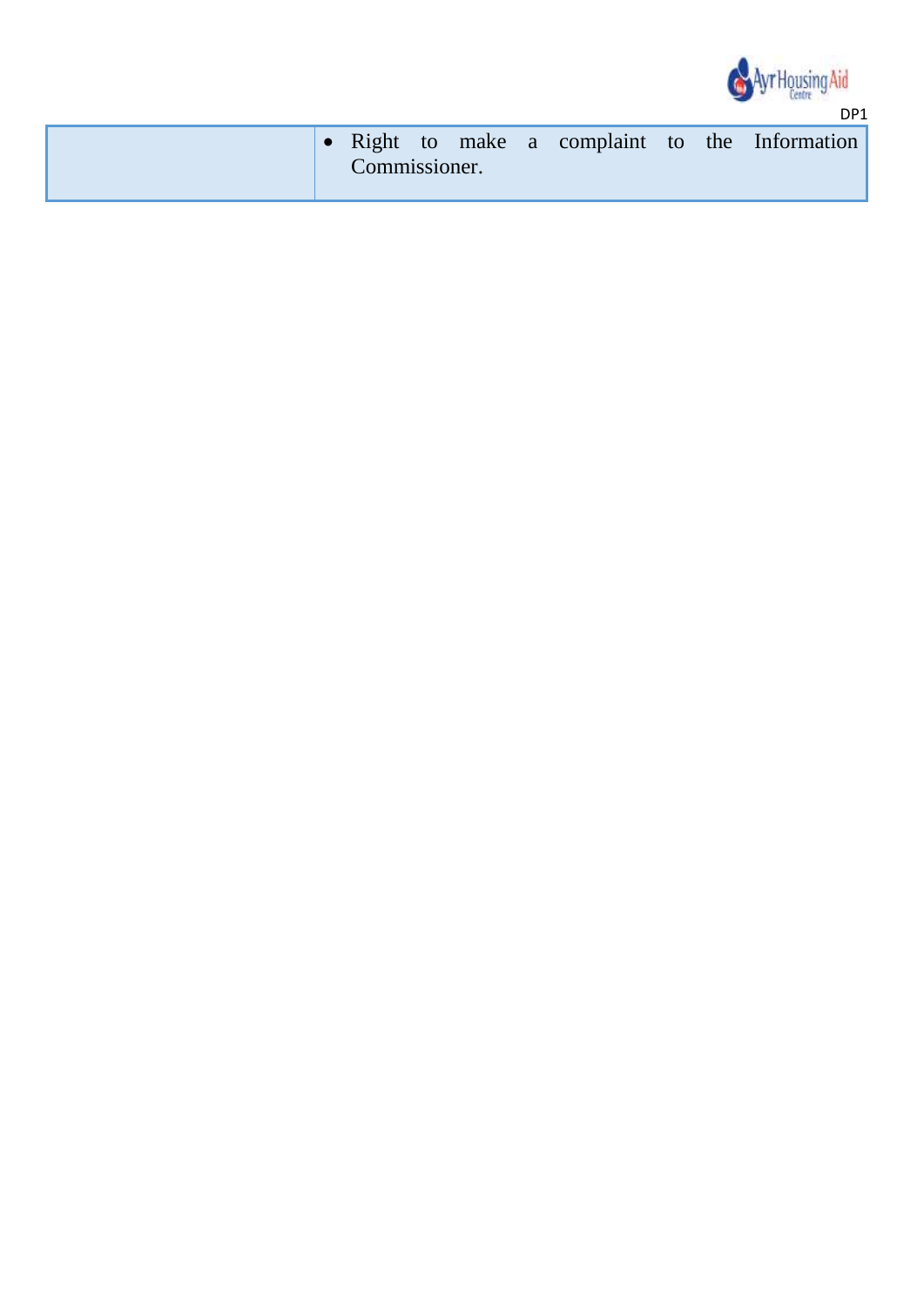| | |
|---|---|
| | • Right to make a complaint to the Information Commissioner. |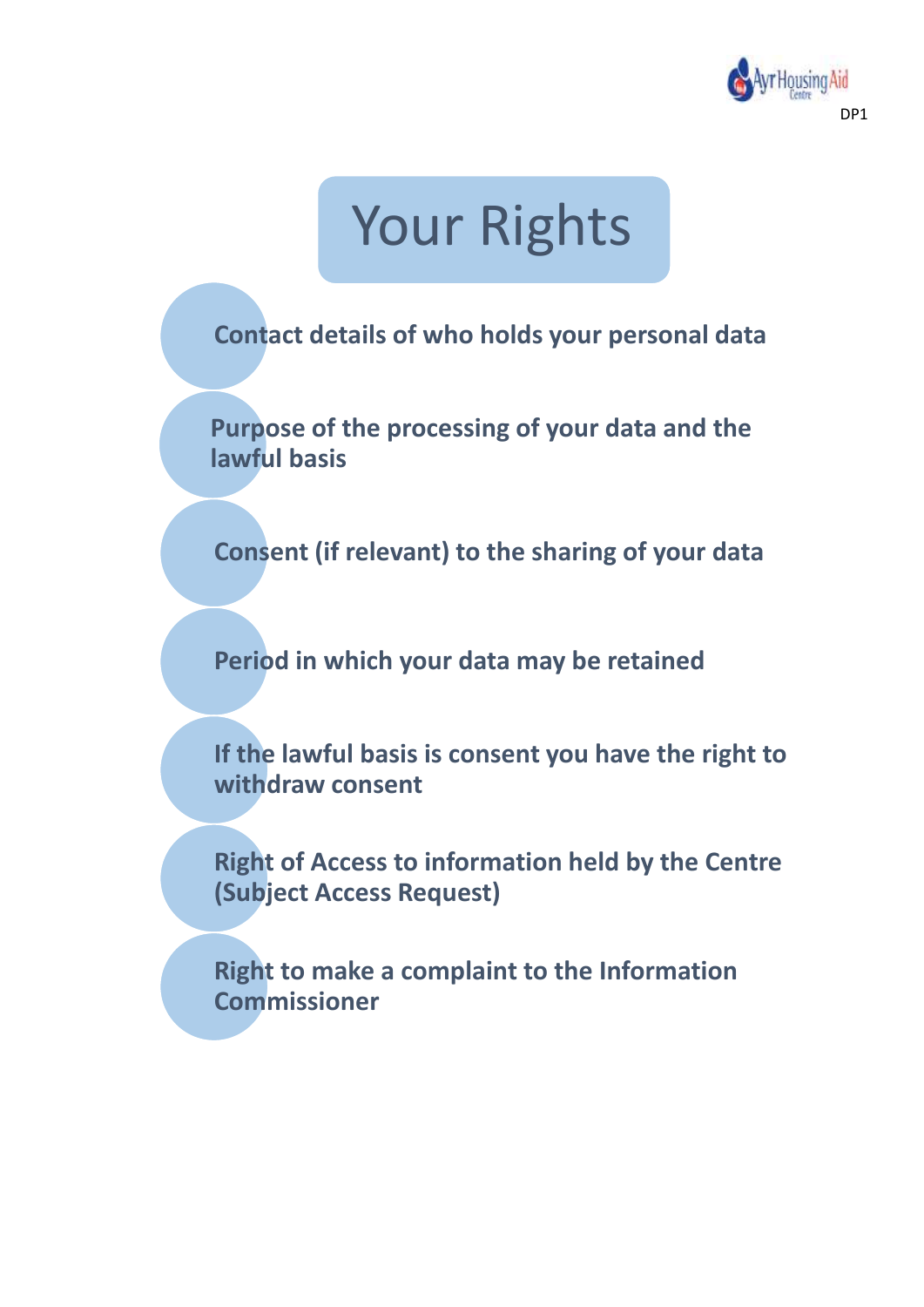# Your Rights

- **Contact details of who holds your personal data**
- **Purpose of the processing of your data and the lawful basis**
- **Consent (if relevant) to the sharing of your data**
- **Period in which your data may be retained**
- **If the lawful basis is consent you have the right to withdraw consent**
- **Right of Access to information held by the Centre (Subject Access Request)**
- **Right to make a complaint to the Information Commissioner**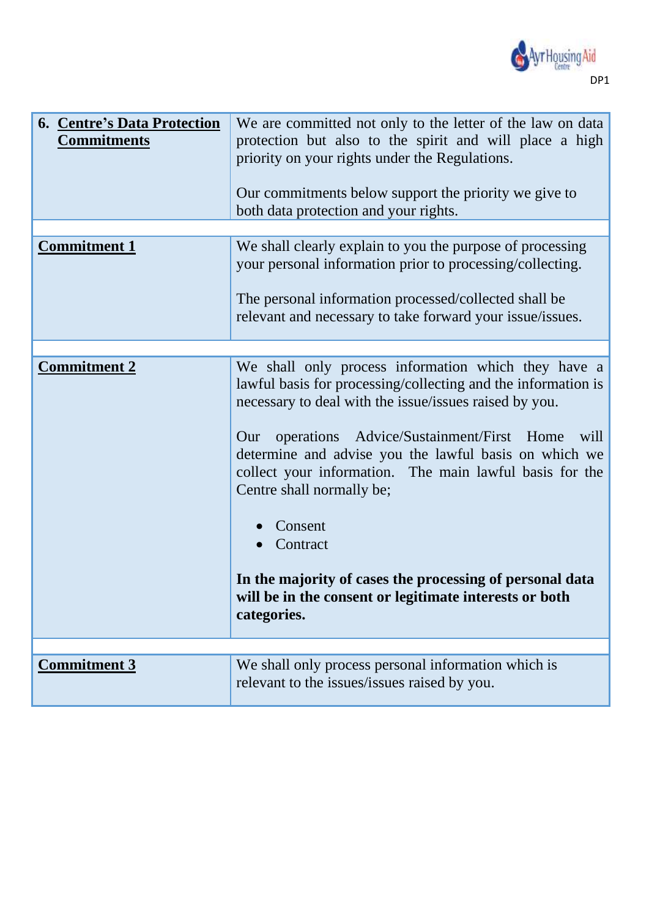| 6. **Centre's Data Protection Commitments** | We are committed not only to the letter of the law on data protection but also to the spirit and will place a high priority on your rights under the Regulations.<br><br>Our commitments below support the priority we give to both data protection and your rights. |
|---|---|
| | |
| **Commitment 1** | We shall clearly explain to you the purpose of processing your personal information prior to processing/collecting.<br><br>The personal information processed/collected shall be relevant and necessary to take forward your issue/issues. |
| | |
| **Commitment 2** | We shall only process information which they have a lawful basis for processing/collecting and the information is necessary to deal with the issue/issues raised by you.<br><br>Our operations Advice/Sustainment/First Home will determine and advise you the lawful basis on which we collect your information. The main lawful basis for the Centre shall normally be;<br><br>• Consent<br>• Contract<br><br>**In the majority of cases the processing of personal data will be in the consent or legitimate interests or both categories.** |
| | |
| **Commitment 3** | We shall only process personal information which is relevant to the issues/issues raised by you. |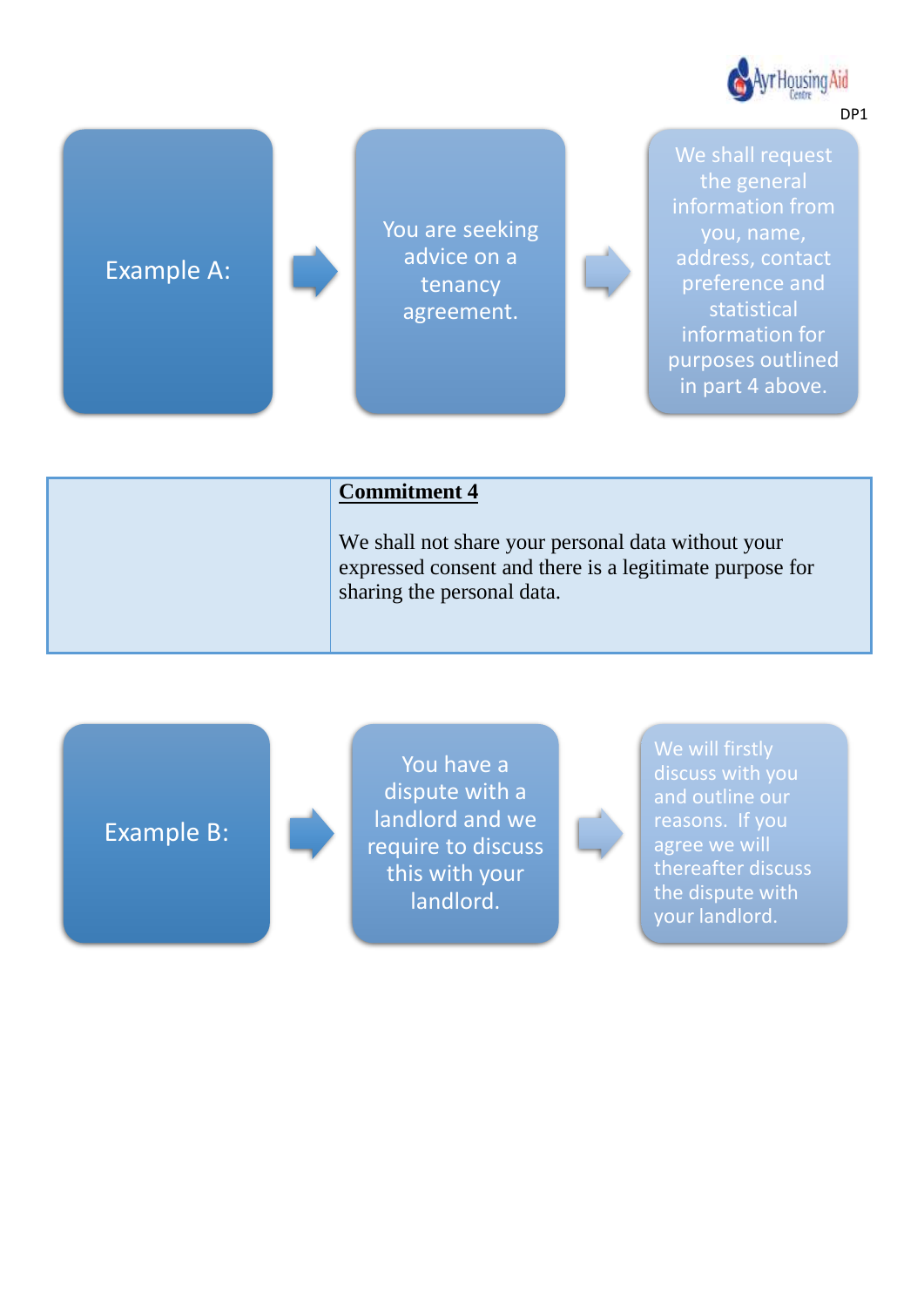Example A: → You are seeking advice on a tenancy agreement. → We shall request the general information from you, name, address, contact preference and statistical information for purposes outlined in part 4 above.

| | **Commitment 4** |
|---|---|
| | We shall not share your personal data without your expressed consent and there is a legitimate purpose for sharing the personal data. |

Example B: → You have a dispute with a landlord and we require to discuss this with your landlord. → We will firstly discuss with you and outline our reasons. If you agree we will thereafter discuss the dispute with your landlord.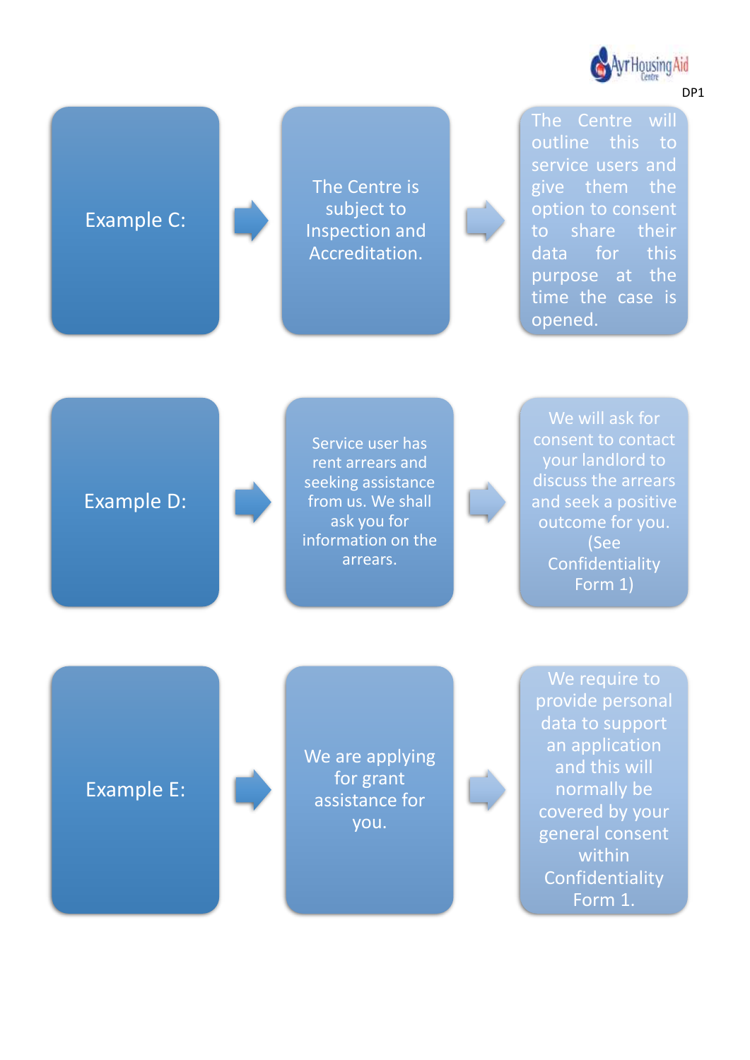DP1

**Example C:** → The Centre is subject to Inspection and Accreditation. → The Centre will outline this to service users and give them the option to consent to share their data for this purpose at the time the case is opened.

**Example D:** → Service user has rent arrears and seeking assistance from us. We shall ask you for information on the arrears. → We will ask for consent to contact your landlord to discuss the arrears and seek a positive outcome for you. (See Confidentiality Form 1)

**Example E:** → We are applying for grant assistance for you. → We require to provide personal data to support an application and this will normally be covered by your general consent within Confidentiality Form 1.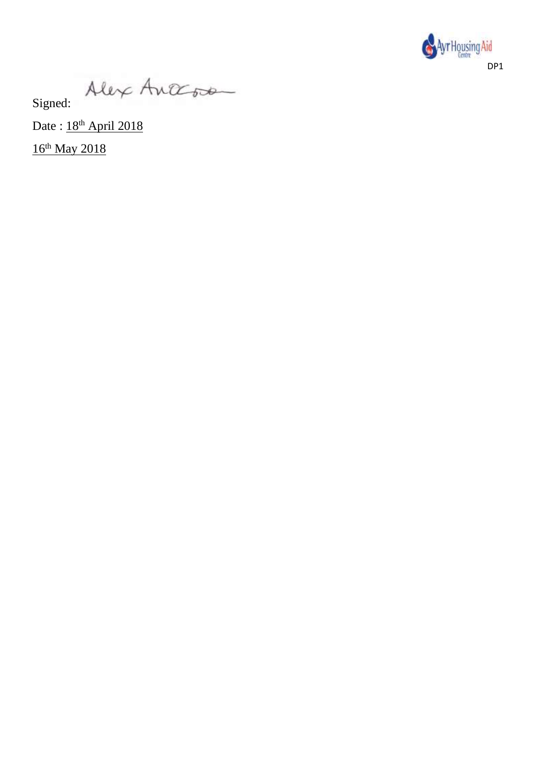DP1

Signed: Alex Anderson

Date : 18th April 2018

16th May 2018